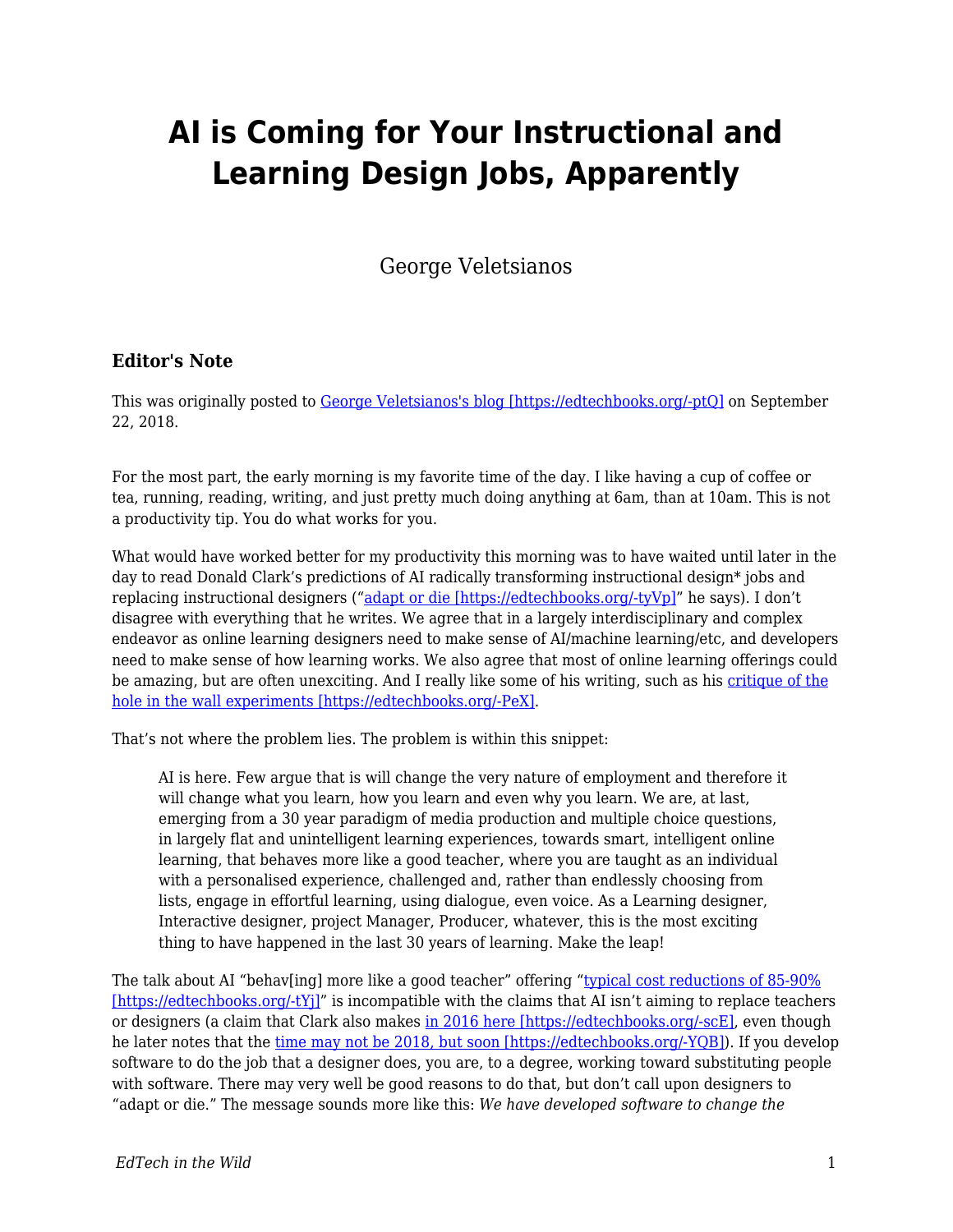# AI is Coming for Your Instructional and Learning Design Jobs, Apparently

George Veletsianos

### Editor's Note

This was originally posted to [George Veletsianos's blog [https://edtechbooks.org/-ptQ]](https://edtechbooks.org/-ptQ) on September 22, 2018.

For the most part, the early morning is my favorite time of the day. I like having a cup of coffee or tea, running, reading, writing, and just pretty much doing anything at 6am, than at 10am. This is not a productivity tip. You do what works for you.

What would have worked better for my productivity this morning was to have waited until later in the day to read Donald Clark's predictions of AI radically transforming instructional design* jobs and replacing instructional designers ("[adapt or die [https://edtechbooks.org/-tyVp]](https://edtechbooks.org/-tyVp)" he says). I don't disagree with everything that he writes. We agree that in a largely interdisciplinary and complex endeavor as online learning designers need to make sense of AI/machine learning/etc, and developers need to make sense of how learning works. We also agree that most of online learning offerings could be amazing, but are often unexciting. And I really like some of his writing, such as his [critique of the hole in the wall experiments [https://edtechbooks.org/-PeX]](https://edtechbooks.org/-PeX).

That's not where the problem lies. The problem is within this snippet:

> AI is here. Few argue that is will change the very nature of employment and therefore it will change what you learn, how you learn and even why you learn. We are, at last, emerging from a 30 year paradigm of media production and multiple choice questions, in largely flat and unintelligent learning experiences, towards smart, intelligent online learning, that behaves more like a good teacher, where you are taught as an individual with a personalised experience, challenged and, rather than endlessly choosing from lists, engage in effortful learning, using dialogue, even voice. As a Learning designer, Interactive designer, project Manager, Producer, whatever, this is the most exciting thing to have happened in the last 30 years of learning. Make the leap!

The talk about AI "behav[ing] more like a good teacher" offering "[typical cost reductions of 85-90% [https://edtechbooks.org/-tYj]](https://edtechbooks.org/-tYj)" is incompatible with the claims that AI isn't aiming to replace teachers or designers (a claim that Clark also makes [in 2016 here [https://edtechbooks.org/-scE]](https://edtechbooks.org/-scE), even though he later notes that the [time may not be 2018, but soon [https://edtechbooks.org/-YQB]](https://edtechbooks.org/-YQB)). If you develop software to do the job that a designer does, you are, to a degree, working toward substituting people with software. There may very well be good reasons to do that, but don't call upon designers to "adapt or die." The message sounds more like this: *We have developed software to change the*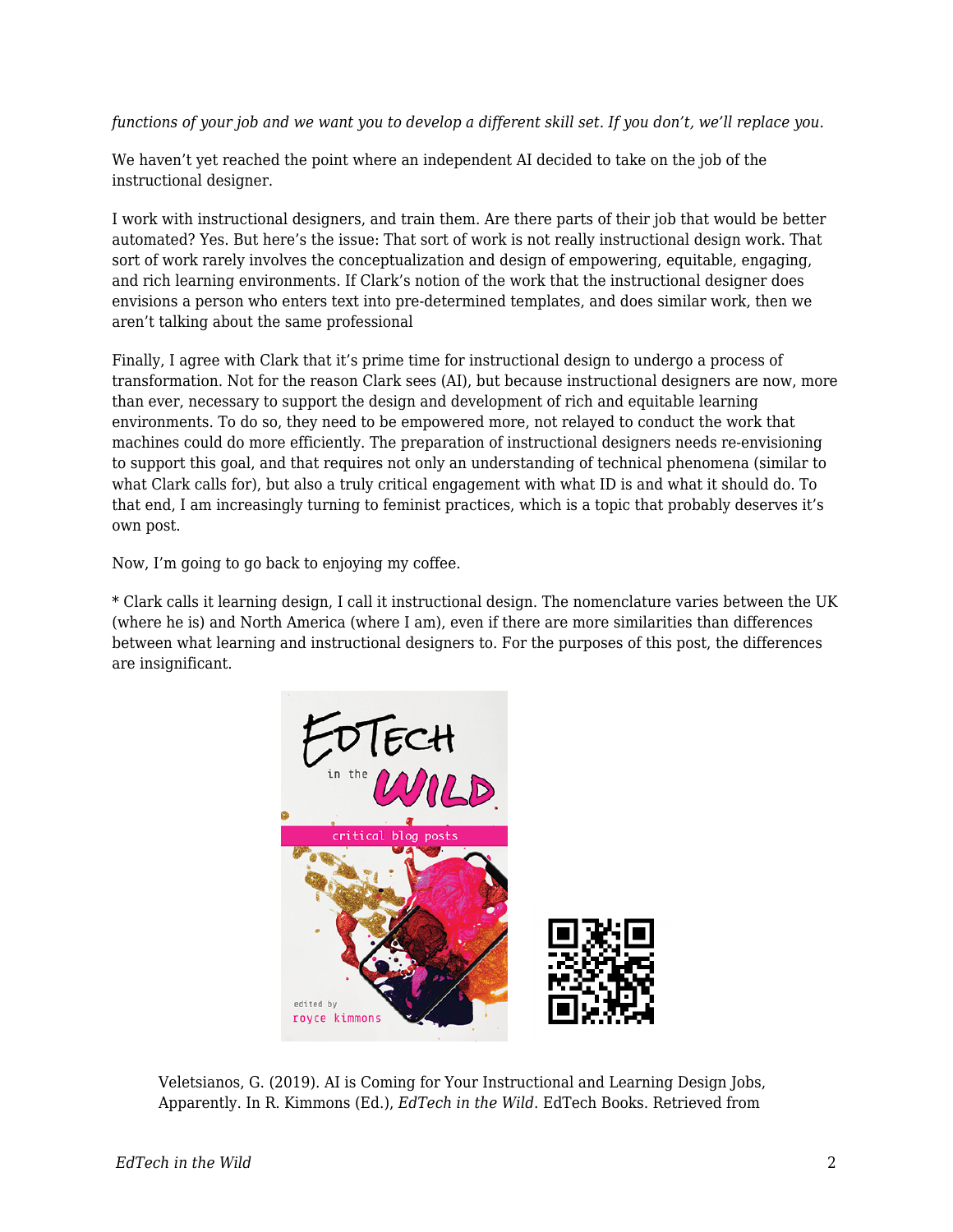*functions of your job and we want you to develop a different skill set. If you don't, we'll replace you.*

We haven't yet reached the point where an independent AI decided to take on the job of the instructional designer.

I work with instructional designers, and train them. Are there parts of their job that would be better automated? Yes. But here's the issue: That sort of work is not really instructional design work. That sort of work rarely involves the conceptualization and design of empowering, equitable, engaging, and rich learning environments. If Clark's notion of the work that the instructional designer does envisions a person who enters text into pre-determined templates, and does similar work, then we aren't talking about the same professional

Finally, I agree with Clark that it's prime time for instructional design to undergo a process of transformation. Not for the reason Clark sees (AI), but because instructional designers are now, more than ever, necessary to support the design and development of rich and equitable learning environments. To do so, they need to be empowered more, not relayed to conduct the work that machines could do more efficiently. The preparation of instructional designers needs re-envisioning to support this goal, and that requires not only an understanding of technical phenomena (similar to what Clark calls for), but also a truly critical engagement with what ID is and what it should do. To that end, I am increasingly turning to feminist practices, which is a topic that probably deserves it's own post.

Now, I'm going to go back to enjoying my coffee.

* Clark calls it learning design, I call it instructional design. The nomenclature varies between the UK (where he is) and North America (where I am), even if there are more similarities than differences between what learning and instructional designers to. For the purposes of this post, the differences are insignificant.

Veletsianos, G. (2019). AI is Coming for Your Instructional and Learning Design Jobs, Apparently. In R. Kimmons (Ed.), *EdTech in the Wild*. EdTech Books. Retrieved from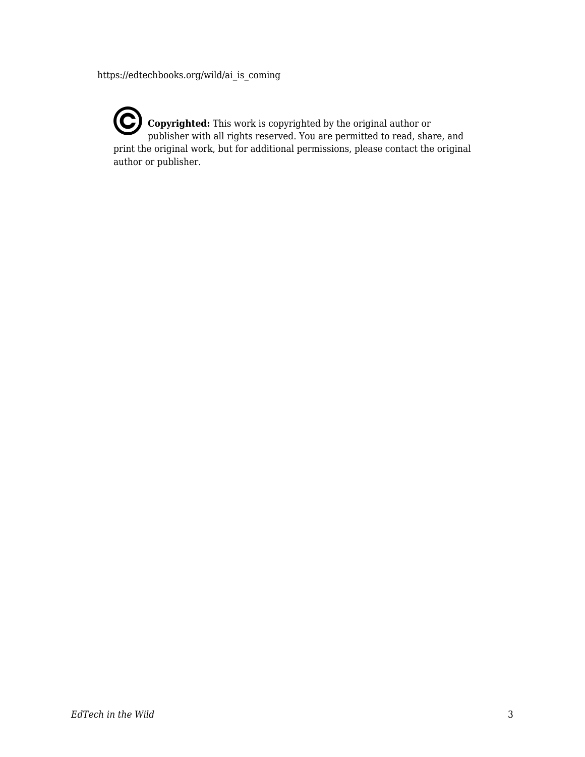https://edtechbooks.org/wild/ai_is_coming

**Copyrighted:** This work is copyrighted by the original author or publisher with all rights reserved. You are permitted to read, share, and print the original work, but for additional permissions, please contact the original author or publisher.